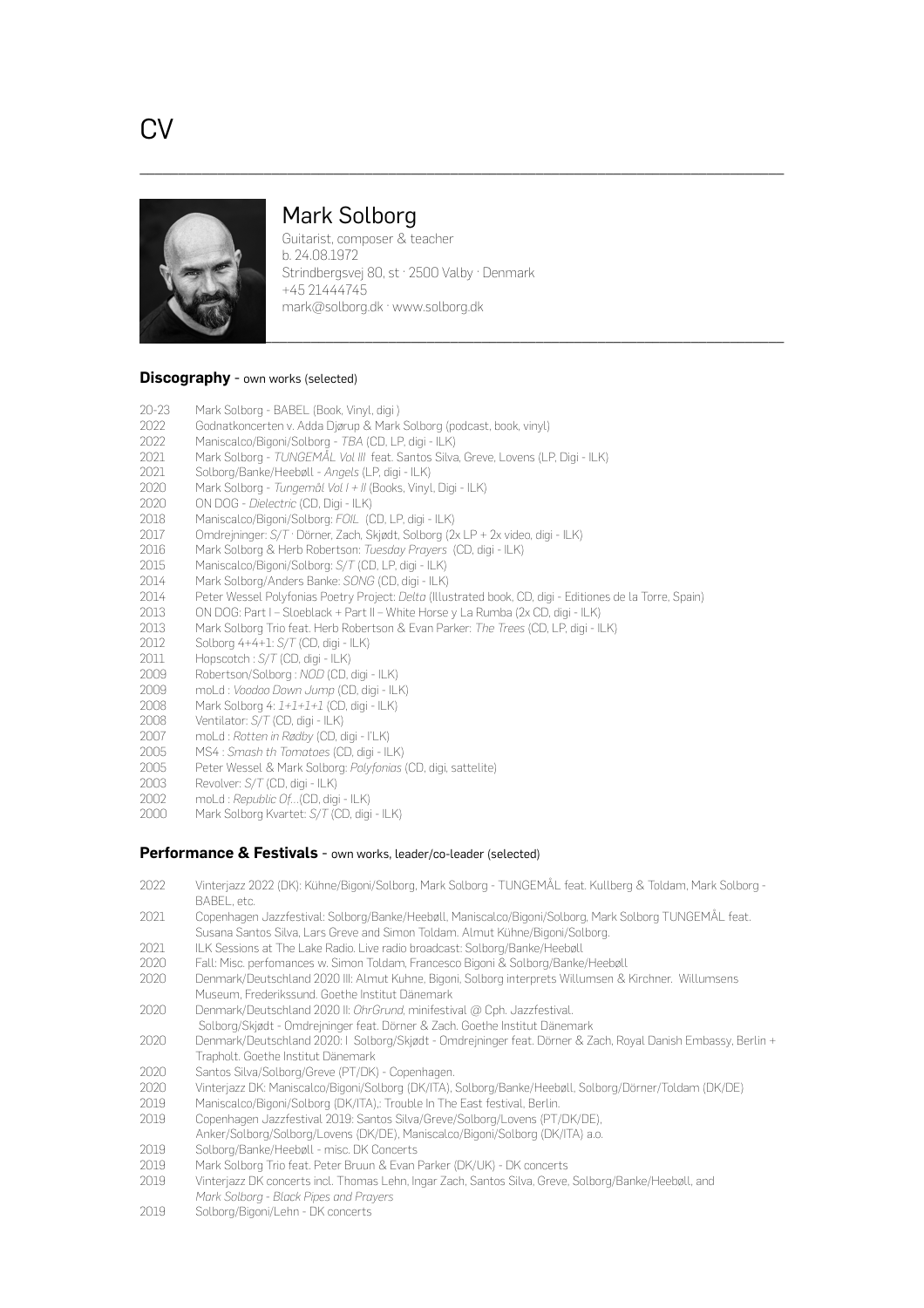# CV

## Mark Solborg

Guitarist, composer & teacher
b. 24.08.1972
Strindbergsvej 80, st · 2500 Valby · Denmark
+45 21444745
mark@solborg.dk · www.solborg.dk

### **Discography** - own works (selected)

| | |
|---|---|
| 20-23 | Mark Solborg - BABEL (Book, Vinyl, digi ) |
| 2022 | Godnatkoncerten v. Adda Djørup & Mark Solborg (podcast, book, vinyl) |
| 2022 | Maniscalco/Bigoni/Solborg - *TBA* (CD, LP, digi - ILK) |
| 2021 | Mark Solborg - *TUNGEMÅL Vol III* feat. Santos Silva, Greve, Lovens (LP, Digi - ILK) |
| 2021 | Solborg/Banke/Heebøll - *Angels* (LP, digi - ILK) |
| 2020 | Mark Solborg - *Tungemål Vol I + II* (Books, Vinyl, Digi - ILK) |
| 2020 | ON DOG - *Dielectric* (CD, Digi - ILK) |
| 2018 | Maniscalco/Bigoni/Solborg: *FOIL* (CD, LP, digi - ILK) |
| 2017 | Omdrejninger: *S/T* · Dörner, Zach, Skjødt, Solborg (2x LP + 2x video, digi - ILK) |
| 2016 | Mark Solborg & Herb Robertson: *Tuesday Prayers* (CD, digi - ILK) |
| 2015 | Maniscalco/Bigoni/Solborg: *S/T* (CD, LP, digi - ILK) |
| 2014 | Mark Solborg/Anders Banke: *SONG* (CD, digi - ILK) |
| 2014 | Peter Wessel Polyfonias Poetry Project: *Delta* (Illustrated book, CD, digi - Editiones de la Torre, Spain) |
| 2013 | ON DOG: Part I – Sloeblack + Part II – White Horse y La Rumba (2x CD, digi - ILK) |
| 2013 | Mark Solborg Trio feat. Herb Robertson & Evan Parker: *The Trees* (CD, LP, digi - ILK) |
| 2012 | Solborg 4+4+1: *S/T* (CD, digi - ILK) |
| 2011 | Hopscotch : *S/T* (CD, digi - ILK) |
| 2009 | Robertson/Solborg : *NOD* (CD, digi - ILK) |
| 2009 | moLd : *Voodoo Down Jump* (CD, digi - ILK) |
| 2008 | Mark Solborg 4: *1+1+1+1* (CD, digi - ILK) |
| 2008 | Ventilator: *S/T* (CD, digi - ILK) |
| 2007 | moLd : *Rotten in Rødby* (CD, digi - I'LK) |
| 2005 | MS4 : *Smash th Tomatoes* (CD, digi - ILK) |
| 2005 | Peter Wessel & Mark Solborg: *Polyfonias* (CD, digi, sattelite) |
| 2003 | Revolver: *S/T* (CD, digi - ILK) |
| 2002 | moLd : *Republic Of...*(CD, digi - ILK) |
| 2000 | Mark Solborg Kvartet: *S/T* (CD, digi - ILK) |

### **Performance & Festivals** - own works, leader/co-leader (selected)

| | |
|---|---|
| 2022 | Vinterjazz 2022 (DK): Kühne/Bigoni/Solborg, Mark Solborg - TUNGEMÅL feat. Kullberg & Toldam, Mark Solborg - BABEL, etc. |
| 2021 | Copenhagen Jazzfestival: Solborg/Banke/Heebøll, Maniscalco/Bigoni/Solborg, Mark Solborg TUNGEMÅL feat. Susana Santos Silva, Lars Greve and Simon Toldam. Almut Kühne/Bigoni/Solborg. |
| 2021 | ILK Sessions at The Lake Radio. Live radio broadcast: Solborg/Banke/Heebøll |
| 2020 | Fall: Misc. perfomances w. Simon Toldam, Francesco Bigoni & Solborg/Banke/Heebøll |
| 2020 | Denmark/Deutschland 2020 III: Almut Kuhne, Bigoni, Solborg interprets Willumsen & Kirchner. Willumsens Museum, Frederikssund. Goethe Institut Dänemark |
| 2020 | Denmark/Deutschland 2020 II: *OhrGrund*, minifestival @ Cph. Jazzfestival. Solborg/Skjødt - Omdrejninger feat. Dörner & Zach. Goethe Institut Dänemark |
| 2020 | Denmark/Deutschland 2020: I Solborg/Skjødt - Omdrejninger feat. Dörner & Zach, Royal Danish Embassy, Berlin + Trapholt. Goethe Institut Dänemark |
| 2020 | Santos Silva/Solborg/Greve (PT/DK) - Copenhagen. |
| 2020 | Vinterjazz DK: Maniscalco/Bigoni/Solborg (DK/ITA), Solborg/Banke/Heebøll, Solborg/Dörner/Toldam (DK/DE) |
| 2019 | Maniscalco/Bigoni/Solborg (DK/ITA),: Trouble In The East festival, Berlin. |
| 2019 | Copenhagen Jazzfestival 2019: Santos Silva/Greve/Solborg/Lovens (PT/DK/DE), Anker/Solborg/Solborg/Lovens (DK/DE), Maniscalco/Bigoni/Solborg (DK/ITA) a.o. |
| 2019 | Solborg/Banke/Heebøll - misc. DK Concerts |
| 2019 | Mark Solborg Trio feat. Peter Bruun & Evan Parker (DK/UK) - DK concerts |
| 2019 | Vinterjazz DK concerts incl. Thomas Lehn, Ingar Zach, Santos Silva, Greve, Solborg/Banke/Heebøll, and *Mark Solborg - Black Pipes and Prayers* |
| 2019 | Solborg/Bigoni/Lehn - DK concerts |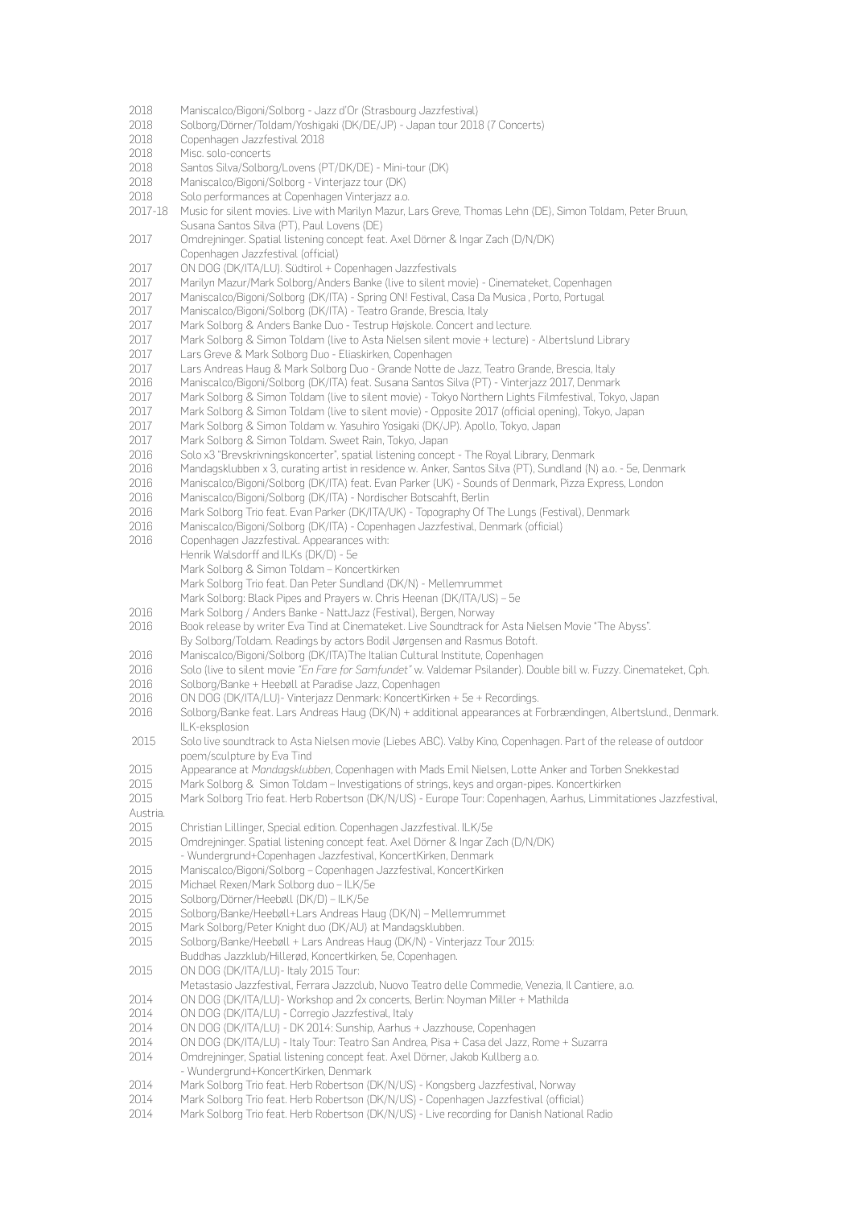2018 Maniscalco/Bigoni/Solborg - Jazz d'Or (Strasbourg Jazzfestival)
2018 Solborg/Dörner/Toldam/Yoshigaki (DK/DE/JP) - Japan tour 2018 (7 Concerts)
2018 Copenhagen Jazzfestival 2018
2018 Misc. solo-concerts
2018 Santos Silva/Solborg/Lovens (PT/DK/DE) - Mini-tour (DK)
2018 Maniscalco/Bigoni/Solborg - Vinterjazz tour (DK)
2018 Solo performances at Copenhagen Vinterjazz a.o.
2017-18 Music for silent movies. Live with Marilyn Mazur, Lars Greve, Thomas Lehn (DE), Simon Toldam, Peter Bruun, Susana Santos Silva (PT), Paul Lovens (DE)
2017 Omdrejninger. Spatial listening concept feat. Axel Dörner & Ingar Zach (D/N/DK) Copenhagen Jazzfestival (official)
2017 ON DOG (DK/ITA/LU). Südtirol + Copenhagen Jazzfestivals
2017 Marilyn Mazur/Mark Solborg/Anders Banke (live to silent movie) - Cinemateket, Copenhagen
2017 Maniscalco/Bigoni/Solborg (DK/ITA) - Spring ON! Festival, Casa Da Musica , Porto, Portugal
2017 Maniscalco/Bigoni/Solborg (DK/ITA) - Teatro Grande, Brescia, Italy
2017 Mark Solborg & Anders Banke Duo - Testrup Højskole. Concert and lecture.
2017 Mark Solborg & Simon Toldam (live to Asta Nielsen silent movie + lecture) - Albertslund Library
2017 Lars Greve & Mark Solborg Duo - Eliaskirken, Copenhagen
2017 Lars Andreas Haug & Mark Solborg Duo - Grande Notte de Jazz, Teatro Grande, Brescia, Italy
2016 Maniscalco/Bigoni/Solborg (DK/ITA) feat. Susana Santos Silva (PT) - Vinterjazz 2017, Denmark
2017 Mark Solborg & Simon Toldam (live to silent movie) - Tokyo Northern Lights Filmfestival, Tokyo, Japan
2017 Mark Solborg & Simon Toldam (live to silent movie) - Opposite 2017 (official opening), Tokyo, Japan
2017 Mark Solborg & Simon Toldam w. Yasuhiro Yosigaki (DK/JP). Apollo, Tokyo, Japan
2017 Mark Solborg & Simon Toldam. Sweet Rain, Tokyo, Japan
2016 Solo x3 "Brevskrivningskoncerter", spatial listening concept - The Royal Library, Denmark
2016 Mandagsklubben x 3, curating artist in residence w. Anker, Santos Silva (PT), Sundland (N) a.o. - 5e, Denmark
2016 Maniscalco/Bigoni/Solborg (DK/ITA) feat. Evan Parker (UK) - Sounds of Denmark, Pizza Express, London
2016 Maniscalco/Bigoni/Solborg (DK/ITA) - Nordischer Botscahft, Berlin
2016 Mark Solborg Trio feat. Evan Parker (DK/ITA/UK) - Topography Of The Lungs (Festival), Denmark
2016 Maniscalco/Bigoni/Solborg (DK/ITA) - Copenhagen Jazzfestival, Denmark (official)
2016 Copenhagen Jazzfestival. Appearances with:
Henrik Walsdorff and ILKs (DK/D) - 5e
Mark Solborg & Simon Toldam – Koncertkirken
Mark Solborg Trio feat. Dan Peter Sundland (DK/N) - Mellemrummet
Mark Solborg: Black Pipes and Prayers w. Chris Heenan (DK/ITA/US) – 5e
2016 Mark Solborg / Anders Banke - NattJazz (Festival), Bergen, Norway
2016 Book release by writer Eva Tind at Cinemateket. Live Soundtrack for Asta Nielsen Movie "The Abyss". By Solborg/Toldam. Readings by actors Bodil Jørgensen and Rasmus Botoft.
2016 Maniscalco/Bigoni/Solborg (DK/ITA)The Italian Cultural Institute, Copenhagen
2016 Solo (live to silent movie *"En Fare for Samfundet"* w. Valdemar Psilander). Double bill w. Fuzzy. Cinemateket, Cph.
2016 Solborg/Banke + Heebøll at Paradise Jazz, Copenhagen
2016 ON DOG (DK/ITA/LU)- Vinterjazz Denmark: KoncertKirken + 5e + Recordings.
2016 Solborg/Banke feat. Lars Andreas Haug (DK/N) + additional appearances at Forbrændingen, Albertslund., Denmark. ILK-eksplosion
2015 Solo live soundtrack to Asta Nielsen movie (Liebes ABC). Valby Kino, Copenhagen. Part of the release of outdoor poem/sculpture by Eva Tind
2015 Appearance at *Mandagsklubben*, Copenhagen with Mads Emil Nielsen, Lotte Anker and Torben Snekkestad
2015 Mark Solborg & Simon Toldam – Investigations of strings, keys and organ-pipes. Koncertkirken
2015 Mark Solborg Trio feat. Herb Robertson (DK/N/US) - Europe Tour: Copenhagen, Aarhus, Limmitationes Jazzfestival, Austria.
2015 Christian Lillinger, Special edition. Copenhagen Jazzfestival. ILK/5e
2015 Omdrejninger. Spatial listening concept feat. Axel Dörner & Ingar Zach (D/N/DK) - Wundergrund+Copenhagen Jazzfestival, KoncertKirken, Denmark
2015 Maniscalco/Bigoni/Solborg – Copenhagen Jazzfestival, KoncertKirken
2015 Michael Rexen/Mark Solborg duo – ILK/5e
2015 Solborg/Dörner/Heebøll (DK/D) – ILK/5e
2015 Solborg/Banke/Heebøll+Lars Andreas Haug (DK/N) – Mellemrummet
2015 Mark Solborg/Peter Knight duo (DK/AU) at Mandagsklubben.
2015 Solborg/Banke/Heebøll + Lars Andreas Haug (DK/N) - Vinterjazz Tour 2015: Buddhas Jazzklub/Hillerød, Koncertkirken, 5e, Copenhagen.
2015 ON DOG (DK/ITA/LU)- Italy 2015 Tour: Metastasio Jazzfestival, Ferrara Jazzclub, Nuovo Teatro delle Commedie, Venezia, Il Cantiere, a.o.
2014 ON DOG (DK/ITA/LU)- Workshop and 2x concerts, Berlin: Noyman Miller + Mathilda
2014 ON DOG (DK/ITA/LU) - Corregio Jazzfestival, Italy
2014 ON DOG (DK/ITA/LU) - DK 2014: Sunship, Aarhus + Jazzhouse, Copenhagen
2014 ON DOG (DK/ITA/LU) - Italy Tour: Teatro San Andrea, Pisa + Casa del Jazz, Rome + Suzarra
2014 Omdrejninger, Spatial listening concept feat. Axel Dörner, Jakob Kullberg a.o. - Wundergrund+KoncertKirken, Denmark
2014 Mark Solborg Trio feat. Herb Robertson (DK/N/US) - Kongsberg Jazzfestival, Norway
2014 Mark Solborg Trio feat. Herb Robertson (DK/N/US) - Copenhagen Jazzfestival (official)
2014 Mark Solborg Trio feat. Herb Robertson (DK/N/US) - Live recording for Danish National Radio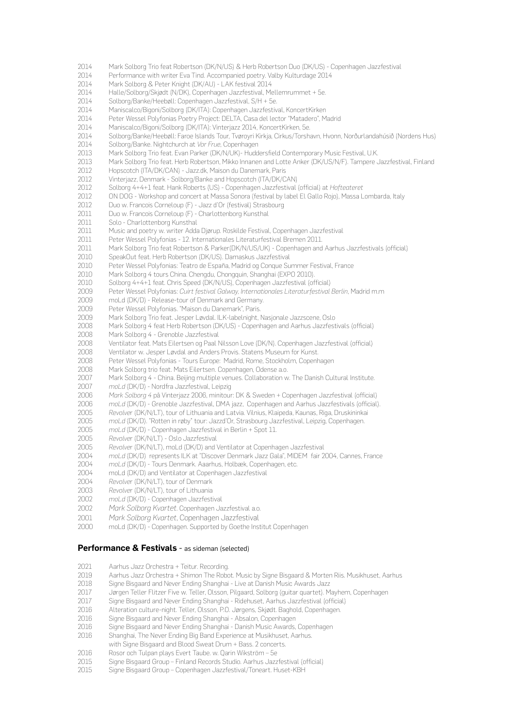2014 Mark Solborg Trio feat Robertson (DK/N/US) & Herb Robertson Duo (DK/US) - Copenhagen Jazzfestival
2014 Performance with writer Eva Tind. Accompanied poetry. Valby Kulturdage 2014
2014 Mark Solborg & Peter Knight (DK/AU) - LAK festival 2014
2014 Halle/Solborg/Skjødt (N/DK), Copenhagen Jazzfestival, Mellemrummet + 5e.
2014 Solborg/Banke/Heebøll: Copenhagen Jazzfestival, S/H + 5e.
2014 Maniscalco/Bigoni/Solborg (DK/ITA): Copenhagen Jazzfestival, KoncertKirken
2014 Peter Wessel Polyfonias Poetry Project: DELTA, Casa del lector "Matadero", Madrid
2014 Maniscalco/Bigoni/Solborg (DK/ITA): Vinterjazz 2014, KoncertKirken, 5e.
2014 Solborg/Banke/Heebøll: Faroe Islands Tour, Tvøroyri Kirkja, Cirkus/Torshavn, Hvonn, Norðurlandahúsið (Nordens Hus)
2014 Solborg/Banke. Nightchurch at *Vor Frue*, Copenhagen
2013 Mark Solborg Trio feat. Evan Parker (DK/N/UK)- Huddersfield Contemporary Music Festival, U.K.
2013 Mark Solborg Trio feat. Herb Robertson, Mikko Innanen and Lotte Anker (DK/US/N/F). Tampere Jazzfestival, Finland
2012 Hopscotch (ITA/DK/CAN) - Jazz.dk, Maison du Danemark, Paris
2012 Vinterjazz, Denmark - Solborg/Banke and Hopscotch (ITA/DK/CAN)
2012 Solborg 4+4+1 feat. Hank Roberts (US) - Copenhagen Jazzfestival (official) at *Hofteateret*
2012 ON DOG - Workshop and concert at Massa Sonora (festival by label El Gallo Rojo), Massa Lombarda, Italy
2012 Duo w. Francois Corneloup (F) - Jazz d'Or (festival) Strasbourg
2011 Duo w. Francois Corneloup (F) - Charlottenborg Kunsthal
2011 Solo - Charlottenborg Kunsthal
2011 Music and poetry w. writer Adda Djørup. Roskilde Festival, Copenhagen Jazzfestival
2011 Peter Wessel Polyfonias - 12. Internationales Literaturfestival Bremen 2011.
2011 Mark Solborg Trio feat Robertson & Parker(DK/N/US/UK) - Copenhagen and Aarhus Jazzfestivals (official)
2010 SpeakOut feat. Herb Robertson (DK/US). Damaskus Jazzfestival
2010 Peter Wessel Polyfonias: Teatro de España, Madrid og Conque Summer Festival, France
2010 Mark Solborg 4 tours China. Chengdu, Chongquin, Shanghai (EXPO 2010).
2010 Solborg 4+4+1 feat. Chris Speed (DK/N/US), Copenhagen Jazzfestival (official)
2009 Peter Wessel Polyfonias: *Cuirt festival Galway, Internationales Literaturfestival Berlin*, Madrid m.m
2009 moLd (DK/D) - Release-tour of Denmark and Germany.
2009 Peter Wessel Polyfonias. "Maison du Danemark", Paris.
2009 Mark Solborg Trio feat. Jesper Løvdal. ILK-labelnight, Nasjonale Jazzscene, Oslo
2008 Mark Solborg 4 feat Herb Robertson (DK/US) - Copenhagen and Aarhus Jazzfestivals (official)
2008 Mark Solborg 4 - Grenoble Jazzfestival
2008 Ventilator feat. Mats Eilertsen og Paal Nilsson Love (DK/N). Copenhagen Jazzfestival (official)
2008 Ventilator w. Jesper Løvdal and Anders Provis. Statens Museum for Kunst.
2008 Peter Wessel Polyfonias - Tours Europe: Madrid, Rome, Stockholm, Copenhagen
2008 Mark Solborg trio feat. Mats Eilertsen. Copenhagen, Odense a.o.
2007 Mark Solborg 4 - China. Beijing multiple venues. Collaboration w. The Danish Cultural Institute.
2007 *moLd* (DK/D) - Nordfra Jazzfestival, Leipzig
2006 *Mark Solborg 4* på Vinterjazz 2006, minitour: DK & Sweden + Copenhagen Jazzfestival (official)
2006 *moLd* (DK/D) - Grenoble Jazzfestival, DMA jazz, Copenhagen and Aarhus Jazzfestivals (official).
2005 *Revolver* (DK/N/LT), tour of Lithuania and Latvia. Vilnius, Klaipeda, Kaunas, Riga, Druskininkai
2005 *moLd* (DK/D). "Rotten in røby" tour: Jazzd'Or, Strasbourg Jazzfestival, Leipzig, Copenhagen.
2005 *moLd* (DK/D) - Copenhagen Jazzfestival in Berlin + Spot 11.
2005 *Revolver* (DK/N/LT) - Oslo Jazzfestival
2005 *Revolver* (DK/N/LT), moLd (DK/D) and Ventilator at Copenhagen Jazzfestival
2004 *moLd* (DK/D) represents ILK at "Discover Denmark Jazz Gala", MIDEM fair 2004, Cannes, France
2004 *moLd* (DK/D) - Tours Denmark. Aarhus, Holbæk, Copenhagen, etc.
2004 moLd (DK/D) and Ventilator at Copenhagen Jazzfestival
2004 *Revolver* (DK/N/LT), tour of Denmark
2003 *Revolver* (DK/N/LT), tour of Lithuania
2002 *moLd* (DK/D) - Copenhagen Jazzfestival
2002 *Mark Solborg Kvartet*. Copenhagen Jazzfestival a.o.
2001 *Mark Solborg Kvartet*, Copenhagen Jazzfestival
2000 moLd (DK/D) - Copenhagen. Supported by Goethe Institut Copenhagen

## **Performance & Festivals** - as sideman (selected)

2021 Aarhus Jazz Orchestra + Teitur. Recording.
2019 Aarhus Jazz Orchestra + Shimon The Robot. Music by Signe Bisgaard & Morten Riis. Musikhuset, Aarhus
2018 Signe Bisgaard and Never Ending Shanghai - Live at Danish Music Awards Jazz
2017 Jørgen Teller Flitzer Five w. Teller, Olsson, Pilgaard, Solborg (guitar quartet). Mayhem, Copenhagen
2017 Signe Bisgaard and Never Ending Shanghai - Ridehuset, Aarhus Jazzfestival (official)
2016 Alteration culture-night. Teller, Olsson, P.O. Jørgens, Skjødt. Baghold, Copenhagen.
2016 Signe Bisgaard and Never Ending Shanghai - Absalon, Copenhagen
2016 Signe Bisgaard and Never Ending Shanghai - Danish Music Awards, Copenhagen
2016 Shanghai, The Never Ending Big Band Experience at Musikhuset, Aarhus.
with Signe Bisgaard and Blood Sweat Drum + Bass. 2 concerts.
2016 Rosor och Tulpan plays Evert Taube. w. Qarin Wikström – 5e
2015 Signe Bisgaard Group – Finland Records Studio. Aarhus Jazzfestival (official)
2015 Signe Bisgaard Group – Copenhagen Jazzfestival/Toneart. Huset-KBH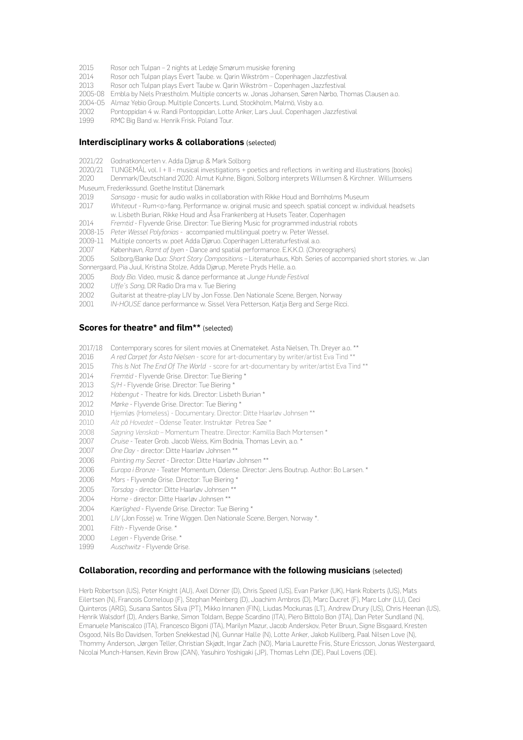2015 Rosor och Tulpan – 2 nights at Ledøje Smørum musiske forening
2014 Rosor och Tulpan plays Evert Taube. w. Qarin Wikström – Copenhagen Jazzfestival
2013 Rosor och Tulpan plays Evert Taube w. Qarin Wikström – Copenhagen Jazzfestival
2005-08 Embla by Niels Præstholm. Multiple concerts w. Jonas Johansen, Søren Nørbo, Thomas Clausen a.o.
2004-05 Almaz Yebio Group. Multiple Concerts. Lund, Stockholm, Malmö, Visby a.o.
2002 Pontoppidan 4 w. Randi Pontoppidan, Lotte Anker, Lars Juul. Copenhagen Jazzfestival
1999 RMC Big Band w. Henrik Frisk. Poland Tour.

## Interdisciplinary works & collaborations (selected)

2021/22 Godnatkoncerten v. Adda Djørup & Mark Solborg
2020/21 TUNGEMÅL vol. I + II - musical investigations + poetics and reflections in writing and illustrations (books)
2020 Denmark/Deutschland 2020: Almut Kuhne, Bigoni, Solborg interprets Willumsen & Kirchner. Willumsens Museum, Frederikssund. Goethe Institut Dänemark
2019 *Sansaga* - music for audio walks in collaboration with Rikke Houd and Bornholms Museum
2017 *Whiteout* - Rum<o>fang. Performance w. original music and speech. spatial concept w. individual headsets w. Lisbeth Burian, Rikke Houd and Åsa Frankenberg at Husets Teater, Copenhagen
2014 *Fremtid* - Flyvende Grise. Director: Tue Biering Music for programmed industrial robots
2008-15 *Peter Wessel Polyfonias* - accompanied multilingual poetry w. Peter Wessel.
2009-11 Multiple concerts w. poet Adda Djøruo. Copenhagen Litteraturfestival a.o.
2007 København, *Ramt af byen* - Dance and spatial performance. E.K.K.O. (Choreographers)
2005 Solborg/Banke Duo: *Short Story Compositions* – Literaturhaus, Kbh. Series of accompanied short stories. w. Jan Sonnergaard, Pia Juul, Kristina Stolze, Adda Djørup, Merete Pryds Helle, a.o.
2005 *Body Bio*. Video, music & dance performance at *Junge Hunde Festival*
2002 *Uffe´s Sang*, DR Radio Dra ma v. Tue Biering
2002 Guitarist at theatre-play LIV by Jon Fosse. Den Nationale Scene, Bergen, Norway
2001 *IN-HOUSE* dance performance w. Sissel Vera Petterson, Katja Berg and Serge Ricci.

## Scores for theatre* and film** (selected)

2017/18 Contemporary scores for silent movies at Cinemateket. Asta Nielsen, Th. Dreyer a.o. **
2016 *A red Carpet for Asta Nielsen* - score for art-documentary by writer/artist Eva Tind **
2015 *This Is Not The End Of The World* - score for art-documentary by writer/artist Eva Tind **
2014 *Fremtid* - Flyvende Grise. Director: Tue Biering *
2013 *S/H* - Flyvende Grise. Director: Tue Biering *
2012 *Habengut* - Theatre for kids. Director: Lisbeth Burian *
2012 *Mørke* - Flyvende Grise. Director: Tue Biering *
2010 Hjemløs (Homeless) - Documentary. Director: Ditte Haarløv Johnsen **
2010 *Alt på Hovedet* – Odense Teater. Instruktør Petrea Søe *
2008 *Søgning Venskab* – Momentum Theatre. Director: Kamilla Bach Mortensen *
2007 *Cruise* - Teater Grob. Jacob Weiss, Kim Bodnia, Thomas Levin, a.o. *
2007 *One Day* - director: Ditte Haarløv Johnsen **
2006 *Painting my Secret* - Director: Ditte Haarløv Johnsen **
2006 *Europa i Bronze* - Teater Momentum, Odense. Director: Jens Boutrup. Author: Bo Larsen. *
2006 *Mars* - Flyvende Grise. Director: Tue Biering *
2005 *Torsdag* - director: Ditte Haarløv Johnsen **
2004 *Home* - director: Ditte Haarløv Johnsen **
2004 *Kærlighed* - Flyvende Grise. Director: Tue Biering *
2001 *LIV* (Jon Fosse) w. Trine Wiggen. Den Nationale Scene, Bergen, Norway *.
2001 *Filth* - Flyvende Grise. *
2000 *Legen* - Flyvende Grise. *
1999 *Auschwitz* - Flyvende Grise.

## Collaboration, recording and performance with the following musicians (selected)

Herb Robertson (US), Peter Knight (AU), Axel Dörner (D), Chris Speed (US), Evan Parker (UK), Hank Roberts (US), Mats Eilertsen (N), Francois Corneloup (F), Stephan Meinberg (D), Joachim Ambros (D), Marc Ducret (F), Marc Lohr (LU), Ceci Quinteros (ARG), Susana Santos Silva (PT), Mikko Innanen (FIN), Liudas Mockunas (LT), Andrew Drury (US), Chris Heenan (US), Henrik Walsdorf (D), Anders Banke, Simon Toldam, Beppe Scardino (ITA), Piero Bittolo Bon (ITA), Dan Peter Sundland (N), Emanuele Maniscalco (ITA), Francesco Bigoni (ITA), Marilyn Mazur, Jacob Anderskov, Peter Bruun, Signe Bisgaard, Kresten Osgood, Nils Bo Davidsen, Torben Snekkestad (N), Gunnar Halle (N), Lotte Anker, Jakob Kullberg, Paal Nilsen Love (N), Thommy Anderson, Jørgen Teller, Christian Skjødt, Ingar Zach (NO), Maria Laurette Friis, Sture Ericsson, Jonas Westergaard, Nicolai Munch-Hansen, Kevin Brow (CAN), Yasuhiro Yoshigaki (JP), Thomas Lehn (DE), Paul Lovens (DE).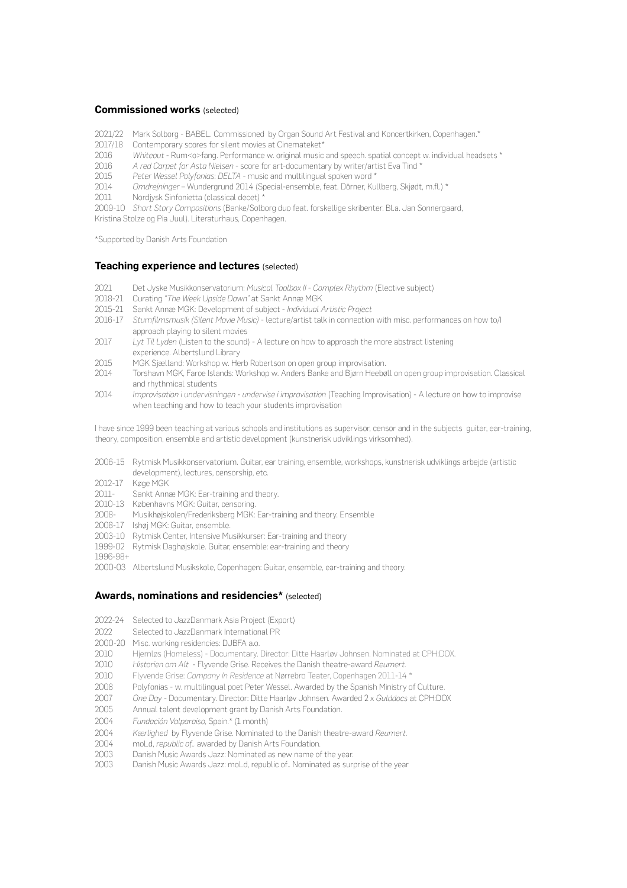## **Commissioned works** (selected)

2021/22 Mark Solborg - BABEL. Commissioned by Organ Sound Art Festival and Koncertkirken, Copenhagen.*
2017/18 Contemporary scores for silent movies at Cinemateket*
2016 *Whiteout* - Rum<o>fang. Performance w. original music and speech. spatial concept w. individual headsets *
2016 *A red Carpet for Asta Nielsen* - score for art-documentary by writer/artist Eva Tind *
2015 *Peter Wessel Polyfonias: DELTA* - music and multilingual spoken word *
2014 *Omdrejninger* – Wundergrund 2014 (Special-ensemble, feat. Dörner, Kullberg, Skjødt, m.fl.) *
2011 Nordjysk Sinfonietta (classical decet) *
2009-10 *Short Story Compositions* (Banke/Solborg duo feat. forskellige skribenter. Bl.a. Jan Sonnergaard, Kristina Stolze og Pia Juul). Literaturhaus, Copenhagen.

*Supported by Danish Arts Foundation

## **Teaching experience and lectures** (selected)

2021 Det Jyske Musikkonservatorium: *Musical Toolbox II - Complex Rhythm* (Elective subject)
2018-21 Curating "*The Week Upside Down*" at Sankt Annæ MGK
2015-21 Sankt Annæ MGK: Development of subject - *Individual Artistic Project*
2016-17 *Stumfilmsmusik (Silent Movie Music)* - lecture/artist talk in connection with misc. performances on how to/I approach playing to silent movies
2017 *Lyt Til Lyden* (Listen to the sound) - A lecture on how to approach the more abstract listening experience. Albertslund Library
2015 MGK Sjælland: Workshop w. Herb Robertson on open group improvisation.
2014 Torshavn MGK, Faroe Islands: Workshop w. Anders Banke and Bjørn Heebøll on open group improvisation. Classical and rhythmical students
2014 *Improvisation i undervisningen - undervise i improvisation* (Teaching Improvisation) - A lecture on how to improvise when teaching and how to teach your students improvisation

I have since 1999 been teaching at various schools and institutions as supervisor, censor and in the subjects guitar, ear-training, theory, composition, ensemble and artistic development (kunstnerisk udviklings virksomhed).

2006-15 Rytmisk Musikkonservatorium. Guitar, ear training, ensemble, workshops, kunstnerisk udviklings arbejde (artistic development), lectures, censorship, etc.
2012-17 Køge MGK
2011- Sankt Annæ MGK: Ear-training and theory.
2010-13 Københavns MGK: Guitar, censoring.
2008- Musikhøjskolen/Frederiksberg MGK: Ear-training and theory. Ensemble
2008-17 Ishøj MGK: Guitar, ensemble.
2003-10 Rytmisk Center, Intensive Musikkurser: Ear-training and theory
1999-02 Rytmisk Daghøjskole. Guitar, ensemble: ear-training and theory
1996-98+
2000-03 Albertslund Musikskole, Copenhagen: Guitar, ensemble, ear-training and theory.

## **Awards, nominations and residencies*** (selected)

2022-24 Selected to JazzDanmark Asia Project (Export)
2022 Selected to JazzDanmark International PR
2000-20 Misc. working residencies: DJBFA a.o.
2010 Hjemløs (Homeless) - Documentary. Director: Ditte Haarløv Johnsen. Nominated at CPH:DOX.
2010 *Historien om Alt* - Flyvende Grise. Receives the Danish theatre-award *Reumert*.
2010 Flyvende Grise: *Company In Residence* at Nørrebro Teater, Copenhagen 2011-14 *
2008 Polyfonias - w. multilingual poet Peter Wessel. Awarded by the Spanish Ministry of Culture.
2007 *One Day* - Documentary. Director: Ditte Haarløv Johnsen. Awarded 2 x *Gulddocs* at CPH:DOX
2005 Annual talent development grant by Danish Arts Foundation.
2004 *Fundación Valparaiso*, Spain.* (1 month)
2004 *Kærlighed* by Flyvende Grise. Nominated to the Danish theatre-award *Reumert*.
2004 moLd, *republic of..* awarded by Danish Arts Foundation.
2003 Danish Music Awards Jazz: Nominated as new name of the year.
2003 Danish Music Awards Jazz: moLd, republic of.. Nominated as surprise of the year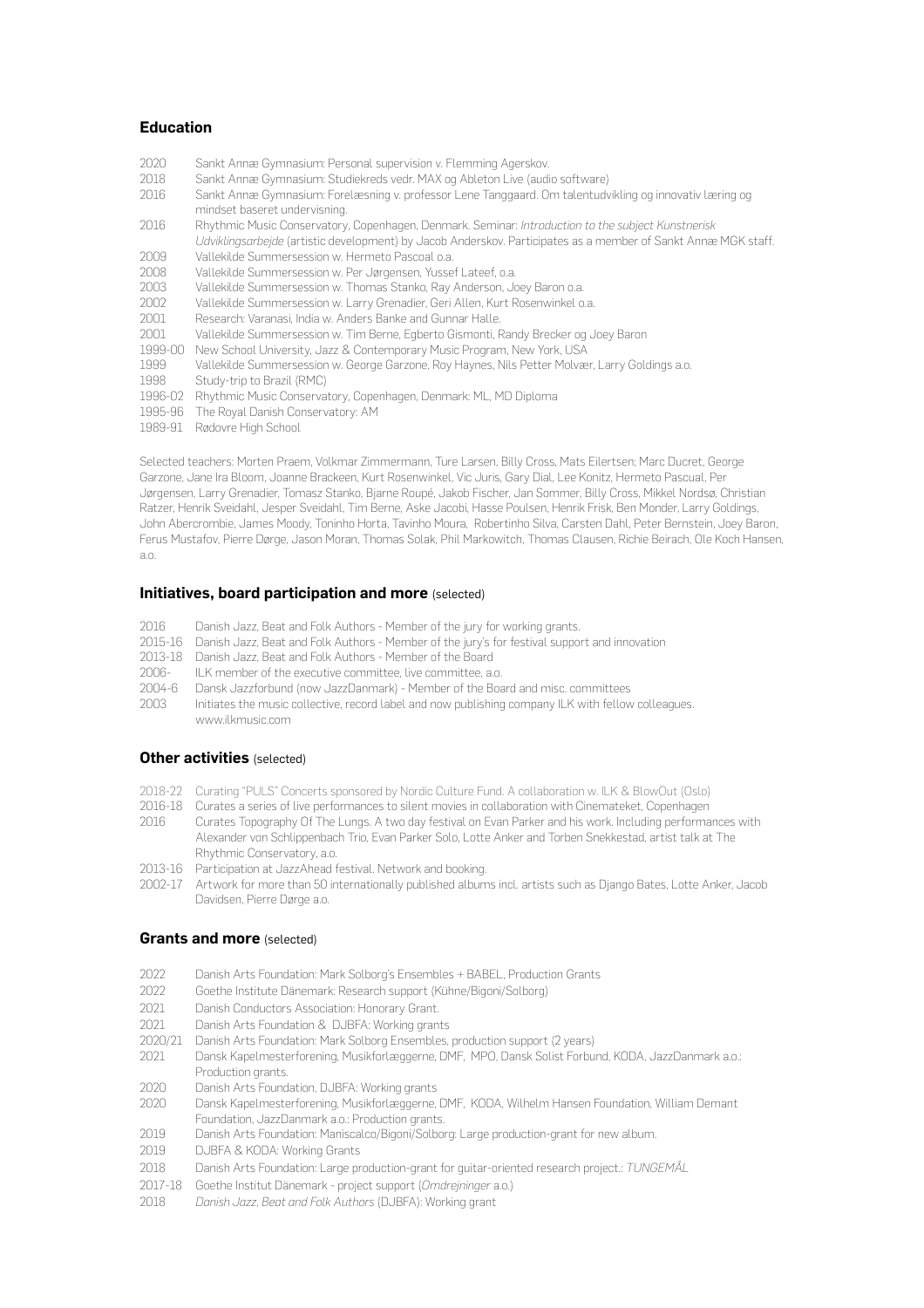## Education

2020 Sankt Annæ Gymnasium: Personal supervision v. Flemming Agerskov.
2018 Sankt Annæ Gymnasium: Studiekreds vedr. MAX og Ableton Live (audio software)
2016 Sankt Annæ Gymnasium: Forelæsning v. professor Lene Tanggaard. Om talentudvikling og innovativ læring og mindset baseret undervisning.
2016 Rhythmic Music Conservatory, Copenhagen, Denmark. Seminar: *Introduction to the subject Kunstnerisk Udviklingsarbejde* (artistic development) by Jacob Anderskov. Participates as a member of Sankt Annæ MGK staff.
2009 Vallekilde Summersession w. Hermeto Pascoal o.a.
2008 Vallekilde Summersession w. Per Jørgensen, Yussef Lateef, o.a.
2003 Vallekilde Summersession w. Thomas Stanko, Ray Anderson, Joey Baron o.a.
2002 Vallekilde Summersession w. Larry Grenadier, Geri Allen, Kurt Rosenwinkel o.a.
2001 Research: Varanasi, India w. Anders Banke and Gunnar Halle.
2001 Vallekilde Summersession w. Tim Berne, Egberto Gismonti, Randy Brecker og Joey Baron
1999-00 New School University, Jazz & Contemporary Music Program, New York, USA
1999 Vallekilde Summersession w. George Garzone, Roy Haynes, Nils Petter Molvær, Larry Goldings a.o.
1998 Study-trip to Brazil (RMC)
1996-02 Rhythmic Music Conservatory, Copenhagen, Denmark: ML, MD Diploma
1995-96 The Royal Danish Conservatory: AM
1989-91 Rødovre High School

Selected teachers: Morten Praem, Volkmar Zimmermann, Ture Larsen, Billy Cross, Mats Eilertsen; Marc Ducret, George Garzone, Jane Ira Bloom, Joanne Brackeen, Kurt Rosenwinkel, Vic Juris, Gary Dial, Lee Konitz, Hermeto Pascual, Per Jørgensen, Larry Grenadier, Tomasz Stanko, Bjarne Roupé, Jakob Fischer, Jan Sommer, Billy Cross, Mikkel Nordsø, Christian Ratzer, Henrik Sveidahl, Jesper Sveidahl, Tim Berne, Aske Jacobi, Hasse Poulsen, Henrik Frisk, Ben Monder, Larry Goldings, John Abercrombie, James Moody, Toninho Horta, Tavinho Moura, Robertinho Silva, Carsten Dahl, Peter Bernstein, Joey Baron, Ferus Mustafov, Pierre Dørge, Jason Moran, Thomas Solak, Phil Markowitch, Thomas Clausen, Richie Beirach, Ole Koch Hansen, a.o.

## Initiatives, board participation and more (selected)

2016 Danish Jazz, Beat and Folk Authors - Member of the jury for working grants.
2015-16 Danish Jazz, Beat and Folk Authors - Member of the jury's for festival support and innovation
2013-18 Danish Jazz, Beat and Folk Authors - Member of the Board
2006- ILK member of the executive committee, live committee, a.o.
2004-6 Dansk Jazzforbund (now JazzDanmark) - Member of the Board and misc. committees
2003 Initiates the music collective, record label and now publishing company ILK with fellow colleagues. www.ilkmusic.com

## Other activities (selected)

2018-22 Curating "PULS" Concerts sponsored by Nordic Culture Fund. A collaboration w. ILK & BlowOut (Oslo)
2016-18 Curates a series of live performances to silent movies in collaboration with Cinemateket, Copenhagen
2016 Curates Topography Of The Lungs. A two day festival on Evan Parker and his work. Including performances with Alexander von Schlippenbach Trio, Evan Parker Solo, Lotte Anker and Torben Snekkestad, artist talk at The Rhythmic Conservatory, a.o.
2013-16 Participation at JazzAhead festival. Network and booking.
2002-17 Artwork for more than 50 internationally published albums incl. artists such as Django Bates, Lotte Anker, Jacob Davidsen, Pierre Dørge a.o.

## Grants and more (selected)

2022 Danish Arts Foundation: Mark Solborg's Ensembles + BABEL, Production Grants
2022 Goethe Institute Dänemark: Research support (Kühne/Bigoni/Solborg)
2021 Danish Conductors Association: Honorary Grant.
2021 Danish Arts Foundation & DJBFA: Working grants
2020/21 Danish Arts Foundation: Mark Solborg Ensembles, production support (2 years)
2021 Dansk Kapelmesterforening, Musikforlæggerne, DMF, MPO, Dansk Solist Forbund, KODA, JazzDanmark a.o.: Production grants.
2020 Danish Arts Foundation, DJBFA: Working grants
2020 Dansk Kapelmesterforening, Musikforlæggerne, DMF, KODA, Wilhelm Hansen Foundation, William Demant Foundation, JazzDanmark a.o.: Production grants.
2019 Danish Arts Foundation: Maniscalco/Bigoni/Solborg: Large production-grant for new album.
2019 DJBFA & KODA: Working Grants
2018 Danish Arts Foundation: Large production-grant for guitar-oriented research project.: *TUNGEMÅL*
2017-18 Goethe Institut Dänemark - project support (*Omdrejninger* a.o.)
2018 *Danish Jazz, Beat and Folk Authors* (DJBFA): Working grant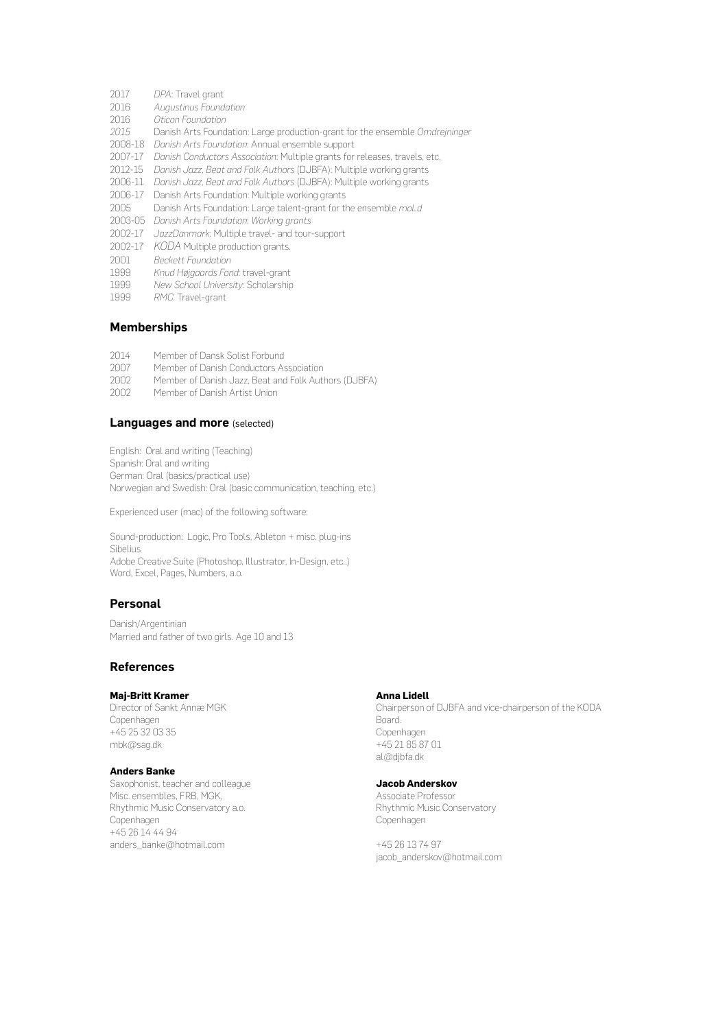2017 *DPA*: Travel grant
2016 *Augustinus Foundation*
2016 *Oticon Foundation*
*2015* Danish Arts Foundation: Large production-grant for the ensemble *Omdrejninger*
2008-18 *Danish Arts Foundation*: Annual ensemble support
2007-17 *Danish Conductors Association*: Multiple grants for releases, travels, etc.
2012-15 *Danish Jazz, Beat and Folk Authors* (DJBFA): Multiple working grants
2006-11 *Danish Jazz, Beat and Folk Authors* (DJBFA): Multiple working grants
2006-17 Danish Arts Foundation: Multiple working grants
2005 Danish Arts Foundation: Large talent-grant for the ensemble *moLd*
2003-05 *Danish Arts Foundation*: *Working grants*
2002-17 *JazzDanmark*: Multiple travel- and tour-support
2002-17 *KODA* Multiple production grants.
2001 *Beckett Foundation*
1999 *Knud Højgaards Fond*: travel-grant
1999 *New School University*: Scholarship
1999 *RMC*: Travel-grant

## Memberships

2014 Member of Dansk Solist Forbund
2007 Member of Danish Conductors Association
2002 Member of Danish Jazz, Beat and Folk Authors (DJBFA)
2002 Member of Danish Artist Union

## Languages and more (selected)

English: Oral and writing (Teaching)
Spanish: Oral and writing
German: Oral (basics/practical use)
Norwegian and Swedish: Oral (basic communication, teaching, etc.)

Experienced user (mac) of the following software:

Sound-production: Logic, Pro Tools, Ableton + misc. plug-ins
Sibelius
Adobe Creative Suite (Photoshop, Illustrator, In-Design, etc..)
Word, Excel, Pages, Numbers, a.o.

## Personal

Danish/Argentinian
Married and father of two girls. Age 10 and 13

## References

**Maj-Britt Kramer**
Director of Sankt Annæ MGK
Copenhagen
+45 25 32 03 35
mbk@sag.dk

**Anders Banke**
Saxophonist, teacher and colleague
Misc. ensembles, FRB, MGK,
Rhythmic Music Conservatory a.o.
Copenhagen
+45 26 14 44 94
anders_banke@hotmail.com

**Anna Lidell**
Chairperson of DJBFA and vice-chairperson of the KODA Board.
Copenhagen
+45 21 85 87 01
al@djbfa.dk

**Jacob Anderskov**
Associate Professor
Rhythmic Music Conservatory
Copenhagen

+45 26 13 74 97
jacob_anderskov@hotmail.com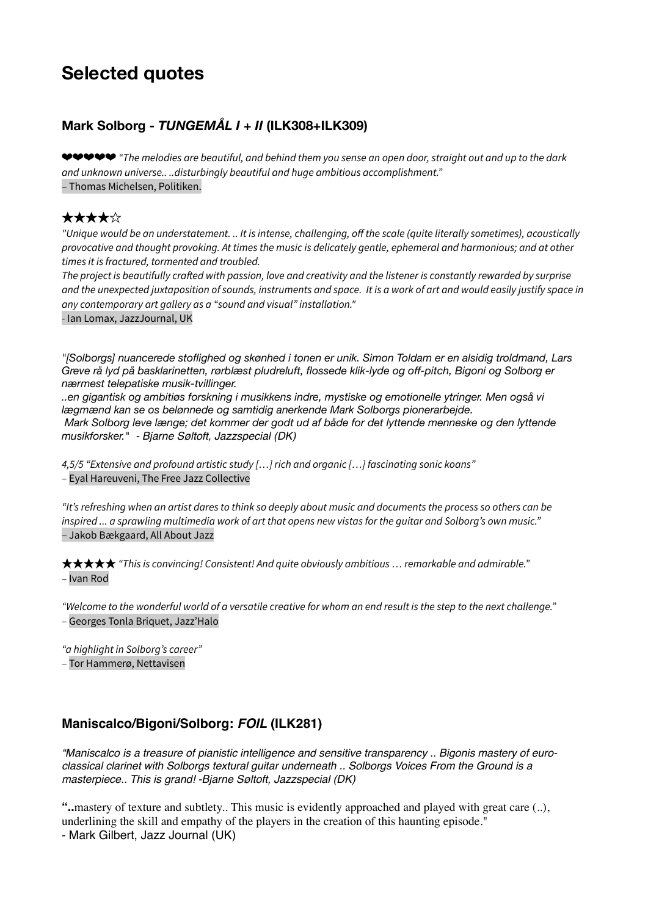# Selected quotes

## Mark Solborg - *TUNGEMÅL I + II* (ILK308+ILK309)

❤❤❤❤❤ *"The melodies are beautiful, and behind them you sense an open door, straight out and up to the dark and unknown universe.. ..disturbingly beautiful and huge ambitious accomplishment."*
– Thomas Michelsen, Politiken.

★★★★☆
*"Unique would be an understatement. .. It is intense, challenging, off the scale (quite literally sometimes), acoustically provocative and thought provoking. At times the music is delicately gentle, ephemeral and harmonious; and at other times it is fractured, tormented and troubled.*
*The project is beautifully crafted with passion, love and creativity and the listener is constantly rewarded by surprise and the unexpected juxtaposition of sounds, instruments and space. It is a work of art and would easily justify space in any contemporary art gallery as a "sound and visual" installation."*
- Ian Lomax, JazzJournal, UK

*"[Solborgs] nuancerede stoflighed og skønhed i tonen er unik. Simon Toldam er en alsidig troldmand, Lars Greve rå lyd på basklarinetten, rørblæst pludreluft, flossede klik-lyde og off-pitch, Bigoni og Solborg er nærmest telepatiske musik-tvillinger.*
*..en gigantisk og ambitiøs forskning i musikkens indre, mystiske og emotionelle ytringer. Men også vi lægmænd kan se os belønnede og samtidig anerkende Mark Solborgs pionerarbejde.*
*Mark Solborg leve længe; det kommer der godt ud af både for det lyttende menneske og den lyttende musikforsker." - Bjarne Søltoft, Jazzspecial (DK)*

*4,5/5 "Extensive and profound artistic study […] rich and organic […] fascinating sonic koans"*
– Eyal Hareuveni, The Free Jazz Collective

*"It's refreshing when an artist dares to think so deeply about music and documents the process so others can be inspired ... a sprawling multimedia work of art that opens new vistas for the guitar and Solborg's own music."*
– Jakob Bækgaard, All About Jazz

★★★★★ *"This is convincing! Consistent! And quite obviously ambitious … remarkable and admirable."*
– Ivan Rod

*"Welcome to the wonderful world of a versatile creative for whom an end result is the step to the next challenge."*
– Georges Tonla Briquet, Jazz'Halo

*"a highlight in Solborg's career"*
– Tor Hammerø, Nettavisen

## Maniscalco/Bigoni/Solborg: *FOIL* (ILK281)

*"Maniscalco is a treasure of pianistic intelligence and sensitive transparency .. Bigonis mastery of euro-classical clarinet with Solborgs textural guitar underneath .. Solborgs Voices From the Ground is a masterpiece.. This is grand! -Bjarne Søltoft, Jazzspecial (DK)*

"..mastery of texture and subtlety.. This music is evidently approached and played with great care (..), underlining the skill and empathy of the players in the creation of this haunting episode."
- Mark Gilbert, Jazz Journal (UK)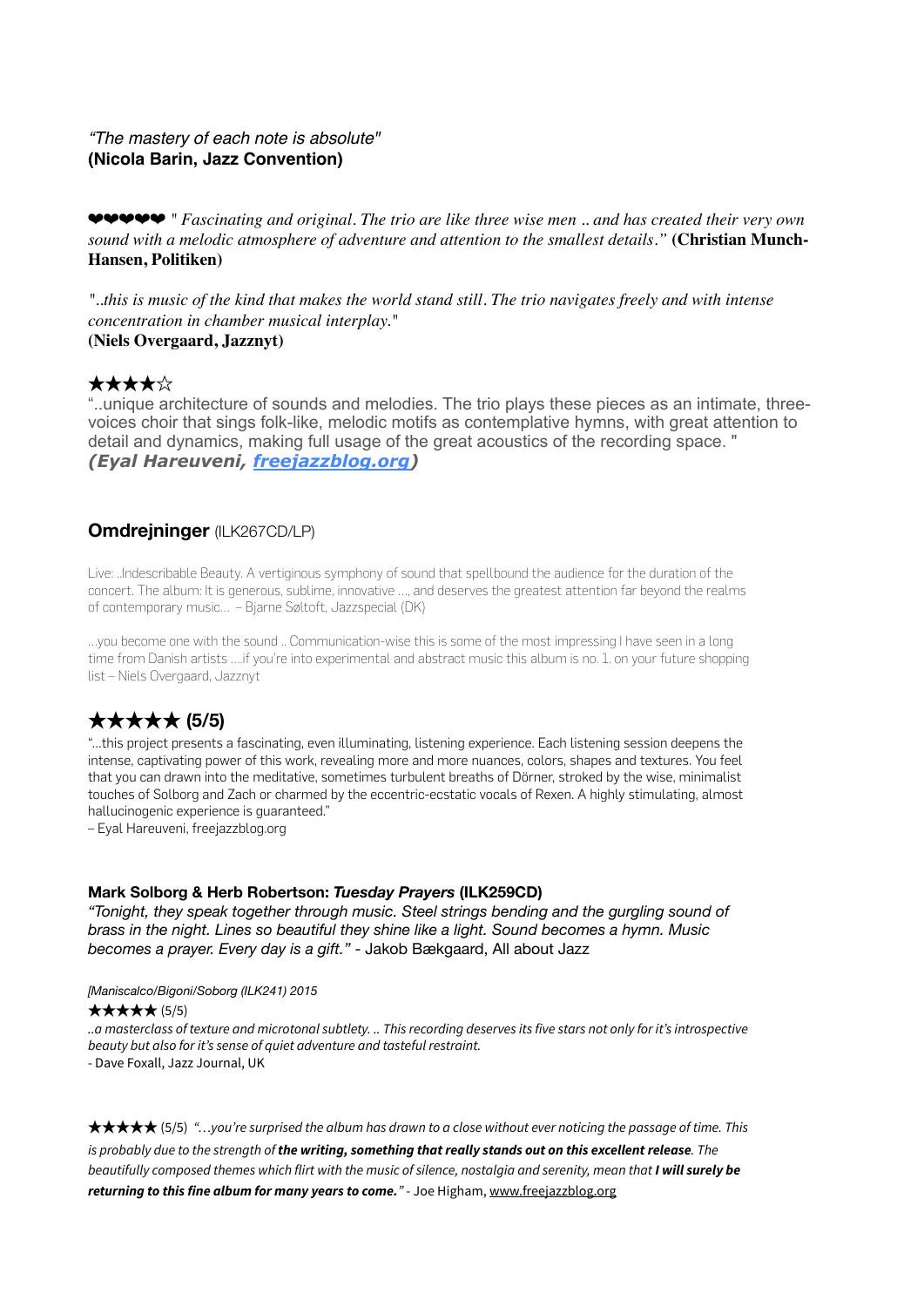*"The mastery of each note is absolute"*
**(Nicola Barin, Jazz Convention)**

❤❤❤❤❤ *" Fascinating and original. The trio are like three wise men .. and has created their very own sound with a melodic atmosphere of adventure and attention to the smallest details."* **(Christian Munch-Hansen, Politiken)**

*"..this is music of the kind that makes the world stand still. The trio navigates freely and with intense concentration in chamber musical interplay."*
**(Niels Overgaard, Jazznyt)**

★★★★☆
"..unique architecture of sounds and melodies. The trio plays these pieces as an intimate, three-voices choir that sings folk-like, melodic motifs as contemplative hymns, with great attention to detail and dynamics, making full usage of the great acoustics of the recording space. "
***(Eyal Hareuveni, freejazzblog.org)***

## **Omdrejninger** (ILK267CD/LP)

Live: ..Indescribable Beauty. A vertiginous symphony of sound that spellbound the audience for the duration of the concert. The album: It is generous, sublime, innovative ..., and deserves the greatest attention far beyond the realms of contemporary music... – Bjarne Søltoft, Jazzspecial (DK)

...you become one with the sound .. Communication-wise this is some of the most impressing I have seen in a long time from Danish artists ....if you're into experimental and abstract music this album is no. 1. on your future shopping list – Niels Overgaard, Jazznyt

## ★★★★★ (5/5)

"...this project presents a fascinating, even illuminating, listening experience. Each listening session deepens the intense, captivating power of this work, revealing more and more nuances, colors, shapes and textures. You feel that you can drawn into the meditative, sometimes turbulent breaths of Dörner, stroked by the wise, minimalist touches of Solborg and Zach or charmed by the eccentric-ecstatic vocals of Rexen. A highly stimulating, almost hallucinogenic experience is guaranteed."
– Eyal Hareuveni, freejazzblog.org

**Mark Solborg & Herb Robertson: *Tuesday Prayers* (ILK259CD)**
*"Tonight, they speak together through music. Steel strings bending and the gurgling sound of brass in the night. Lines so beautiful they shine like a light. Sound becomes a hymn. Music becomes a prayer. Every day is a gift."* - Jakob Bækgaard, All about Jazz

*[Maniscalco/Bigoni/Soborg (ILK241) 2015*
★★★★★ (5/5)
*..a masterclass of texture and microtonal subtlety. .. This recording deserves its five stars not only for it's introspective beauty but also for it's sense of quiet adventure and tasteful restraint.*
- Dave Foxall, Jazz Journal, UK

★★★★★ (5/5) *"...you're surprised the album has drawn to a close without ever noticing the passage of time. This is probably due to the strength of* ***the writing, something that really stands out on this excellent release****. The beautifully composed themes which flirt with the music of silence, nostalgia and serenity, mean that* ***I will surely be returning to this fine album for many years to come."*** - Joe Higham, www.freejazzblog.org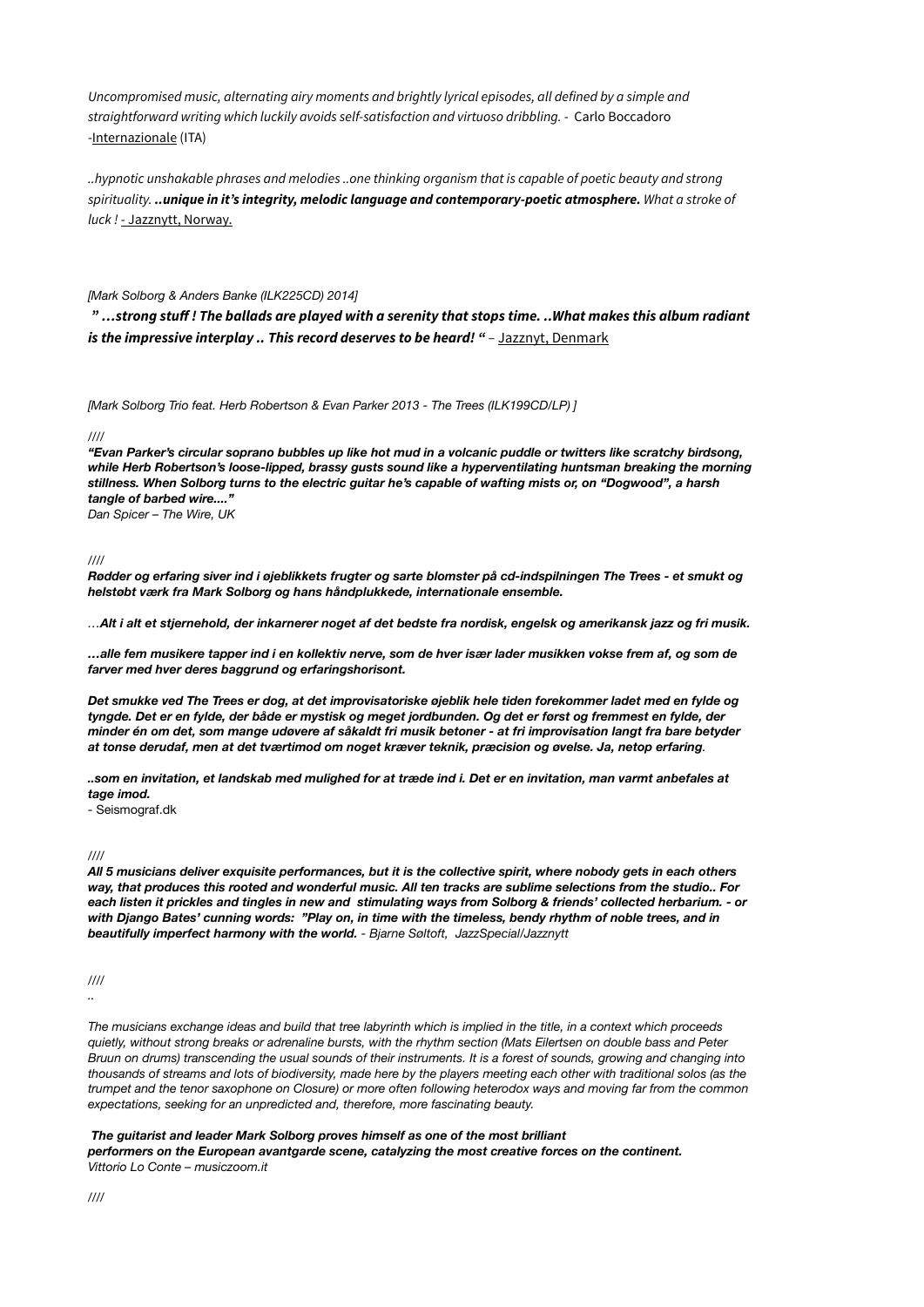*Uncompromised music, alternating airy moments and brightly lyrical episodes, all defined by a simple and straightforward writing which luckily avoids self-satisfaction and virtuoso dribbling.* - Carlo Boccadoro -Internazionale (ITA)

*..hypnotic unshakable phrases and melodies ..one thinking organism that is capable of poetic beauty and strong spirituality.* ***..unique in it's integrity, melodic language and contemporary-poetic atmosphere.*** *What a stroke of luck !* - Jazznytt, Norway.

*[Mark Solborg & Anders Banke (ILK225CD) 2014]*

***" …strong stuff ! The ballads are played with a serenity that stops time. ..What makes this album radiant is the impressive interplay .. This record deserves to be heard! "*** – Jazznyt, Denmark

*[Mark Solborg Trio feat. Herb Robertson & Evan Parker 2013 - The Trees (ILK199CD/LP) ]*

////

***"Evan Parker's circular soprano bubbles up like hot mud in a volcanic puddle or twitters like scratchy birdsong, while Herb Robertson's loose-lipped, brassy gusts sound like a hyperventilating huntsman breaking the morning stillness. When Solborg turns to the electric guitar he's capable of wafting mists or, on "Dogwood", a harsh tangle of barbed wire...."***
*Dan Spicer – The Wire, UK*

////

***Rødder og erfaring siver ind i øjeblikkets frugter og sarte blomster på cd-indspilningen The Trees - et smukt og helstøbt værk fra Mark Solborg og hans håndplukkede, internationale ensemble.***

***…Alt i alt et stjernehold, der inkarnerer noget af det bedste fra nordisk, engelsk og amerikansk jazz og fri musik.***

***…alle fem musikere tapper ind i en kollektiv nerve, som de hver især lader musikken vokse frem af, og som de farver med hver deres baggrund og erfaringshorisont.***

***Det smukke ved The Trees er dog, at det improvisatoriske øjeblik hele tiden forekommer ladet med en fylde og tyngde. Det er en fylde, der både er mystisk og meget jordbunden. Og det er først og fremmest en fylde, der minder én om det, som mange udøvere af såkaldt fri musik betoner - at fri improvisation langt fra bare betyder at tonse derudaf, men at det tværtimod om noget kræver teknik, præcision og øvelse. Ja, netop erfaring.***

***..som en invitation, et landskab med mulighed for at træde ind i. Det er en invitation, man varmt anbefales at tage imod.***
- Seismograf.dk

////

***All 5 musicians deliver exquisite performances, but it is the collective spirit, where nobody gets in each others way, that produces this rooted and wonderful music. All ten tracks are sublime selections from the studio.. For each listen it prickles and tingles in new and stimulating ways from Solborg & friends' collected herbarium. - or with Django Bates' cunning words: "Play on, in time with the timeless, bendy rhythm of noble trees, and in beautifully imperfect harmony with the world.*** *- Bjarne Søltoft, JazzSpecial/Jazznytt*

////

..

*The musicians exchange ideas and build that tree labyrinth which is implied in the title, in a context which proceeds quietly, without strong breaks or adrenaline bursts, with the rhythm section (Mats Eilertsen on double bass and Peter Bruun on drums) transcending the usual sounds of their instruments. It is a forest of sounds, growing and changing into thousands of streams and lots of biodiversity, made here by the players meeting each other with traditional solos (as the trumpet and the tenor saxophone on Closure) or more often following heterodox ways and moving far from the common expectations, seeking for an unpredicted and, therefore, more fascinating beauty.*

***The guitarist and leader Mark Solborg proves himself as one of the most brilliant performers on the European avantgarde scene, catalyzing the most creative forces on the continent.***
*Vittorio Lo Conte – musiczoom.it*

////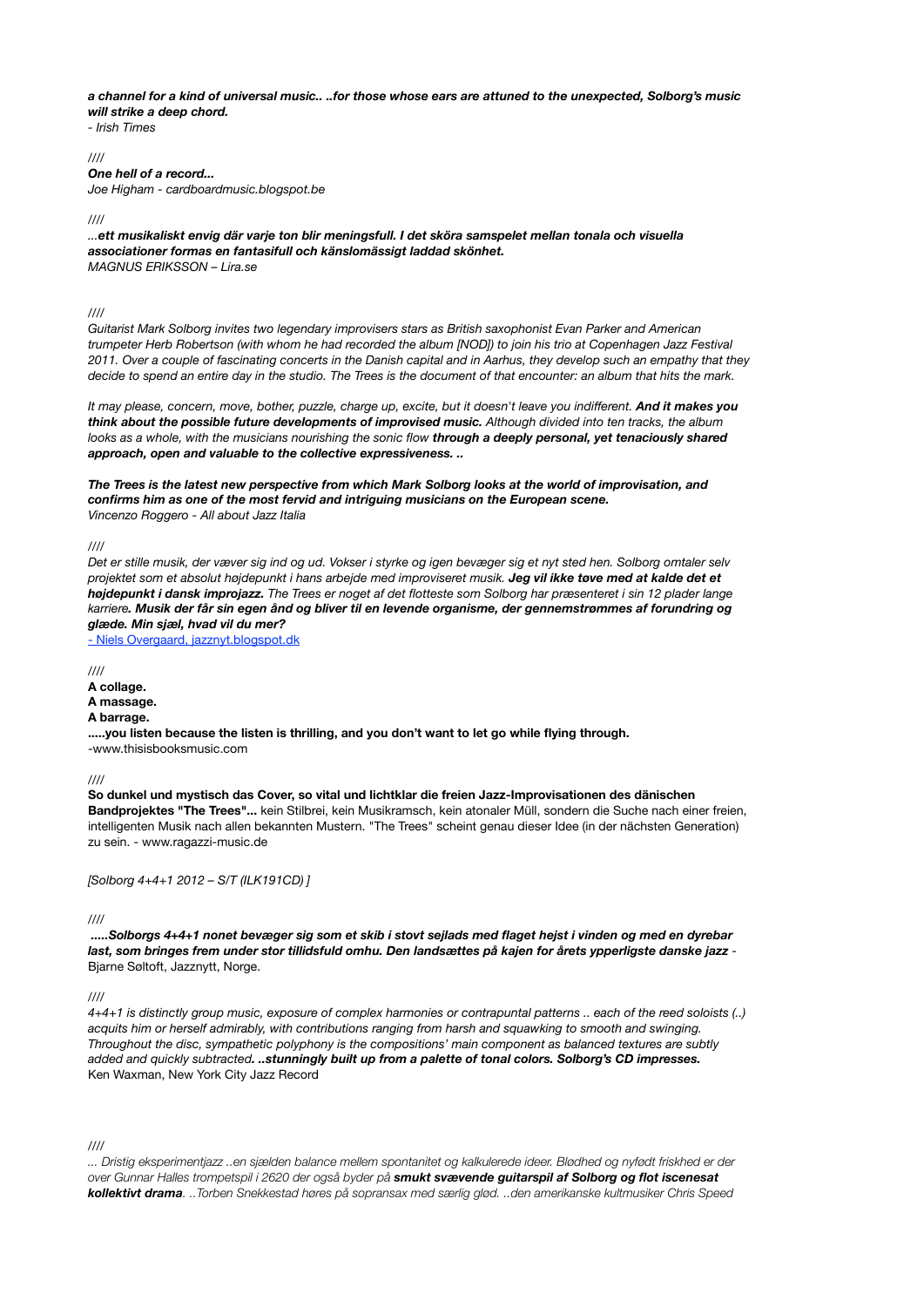***a channel for a kind of universal music.. ..for those whose ears are attuned to the unexpected, Solborg's music will strike a deep chord.***
*- Irish Times*

*////*

***One hell of a record...***
*Joe Higham - cardboardmusic.blogspot.be*

*////*

*...**ett musikaliskt envig där varje ton blir meningsfull. I det sköra samspelet mellan tonala och visuella associationer formas en fantasifull och känslomässigt laddad skönhet.***
*MAGNUS ERIKSSON – Lira.se*

*////*

*Guitarist Mark Solborg invites two legendary improvisers stars as British saxophonist Evan Parker and American trumpeter Herb Robertson (with whom he had recorded the album [NOD]) to join his trio at Copenhagen Jazz Festival 2011. Over a couple of fascinating concerts in the Danish capital and in Aarhus, they develop such an empathy that they decide to spend an entire day in the studio. The Trees is the document of that encounter: an album that hits the mark.*

*It may please, concern, move, bother, puzzle, charge up, excite, but it doesn't leave you indifferent.* ***And it makes you think about the possible future developments of improvised music.*** *Although divided into ten tracks, the album looks as a whole, with the musicians nourishing the sonic flow* ***through a deeply personal, yet tenaciously shared approach, open and valuable to the collective expressiveness. ..***

***The Trees is the latest new perspective from which Mark Solborg looks at the world of improvisation, and confirms him as one of the most fervid and intriguing musicians on the European scene.***
*Vincenzo Roggero - All about Jazz Italia*

*////*

*Det er stille musik, der væver sig ind og ud. Vokser i styrke og igen bevæger sig et nyt sted hen. Solborg omtaler selv projektet som et absolut højdepunkt i hans arbejde med improviseret musik.* ***Jeg vil ikke tøve med at kalde det et højdepunkt i dansk improjazz.*** *The Trees er noget af det flotteste som Solborg har præsenteret i sin 12 plader lange karriere.* ***Musik der får sin egen ånd og bliver til en levende organisme, der gennemstrømmes af forundring og glæde. Min sjæl, hvad vil du mer?***
- Niels Overgaard, jazznyt.blogspot.dk

*////*

**A collage.**
**A massage.**
**A barrage.**
**.....you listen because the listen is thrilling, and you don't want to let go while flying through.**
-www.thisisbooksmusic.com

*////*

**So dunkel und mystisch das Cover, so vital und lichtklar die freien Jazz-Improvisationen des dänischen Bandprojektes "The Trees"...** kein Stilbrei, kein Musikramsch, kein atonaler Müll, sondern die Suche nach einer freien, intelligenten Musik nach allen bekannten Mustern. "The Trees" scheint genau dieser Idee (in der nächsten Generation) zu sein. - www.ragazzi-music.de

*[Solborg 4+4+1 2012 – S/T (ILK191CD) ]*

*////*

***.....Solborgs 4+4+1 nonet bevæger sig som et skib i stovt sejlads med flaget hejst i vinden og med en dyrebar last, som bringes frem under stor tillidsfuld omhu. Den landsættes på kajen for årets ypperligste danske jazz*** - Bjarne Søltoft, Jazznytt, Norge.

*////*

*4+4+1 is distinctly group music, exposure of complex harmonies or contrapuntal patterns .. each of the reed soloists (..) acquits him or herself admirably, with contributions ranging from harsh and squawking to smooth and swinging. Throughout the disc, sympathetic polyphony is the compositions' main component as balanced textures are subtly added and quickly subtracted.* ***..stunningly built up from a palette of tonal colors. Solborg's CD impresses.***
Ken Waxman, New York City Jazz Record

*////*

*... Dristig eksperimentjazz ..en sjælden balance mellem spontanitet og kalkulerede ideer. Blødhed og nyfødt friskhed er der over Gunnar Halles trompetspil i 2620 der også byder på* ***smukt svævende guitarspil af Solborg og flot iscenesat kollektivt drama****. ..Torben Snekkestad høres på sopransax med særlig glød. ..den amerikanske kultmusiker Chris Speed*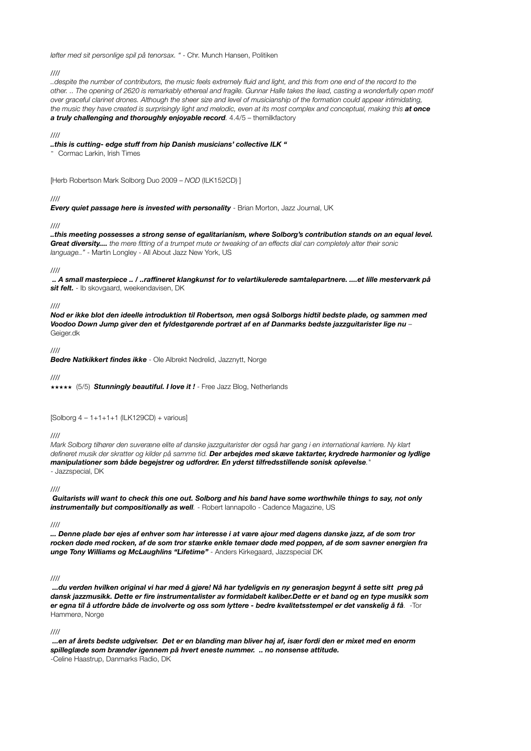*løfter med sit personlige spil på tenorsax. "* - Chr. Munch Hansen, Politiken

////

*..despite the number of contributors, the music feels extremely fluid and light, and this from one end of the record to the other. .. The opening of 2620 is remarkably ethereal and fragile. Gunnar Halle takes the lead, casting a wonderfully open motif over graceful clarinet drones. Although the sheer size and level of musicianship of the formation could appear intimidating, the music they have created is surprisingly light and melodic, even at its most complex and conceptual, making this* ***at once a truly challenging and thoroughly enjoyable record****.* 4.4/5 – themilkfactory

////

***..this is cutting- edge stuff from hip Danish musicians' collective ILK "***

- Cormac Larkin, Irish Times

[Herb Robertson Mark Solborg Duo 2009 – *NOD* (ILK152CD) ]

////

***Every quiet passage here is invested with personality*** - Brian Morton, Jazz Journal, UK

////

***..this meeting possesses a strong sense of egalitarianism, where Solborg's contribution stands on an equal level. Great diversity....*** *the mere fitting of a trumpet mute or tweaking of an effects dial can completely alter their sonic language.."* - Martin Longley - All About Jazz New York, US

////

***.. A small masterpiece .. / ..raffineret klangkunst for to velartikulerede samtalepartnere. ....et lille mesterværk på sit felt.*** - Ib skovgaard, weekendavisen, DK

////

***Nod er ikke blot den ideelle introduktion til Robertson, men også Solborgs hidtil bedste plade, og sammen med Voodoo Down Jump giver den et fyldestgørende portræt af en af Danmarks bedste jazzguitarister lige nu*** – Geiger.dk

////

***Bedre Natkikkert findes ikke*** - Ole Albrekt Nedrelid, Jazznytt, Norge

////

★★★★★ (5/5) ***Stunningly beautiful. I love it !*** - Free Jazz Blog, Netherlands

[Solborg 4 – 1+1+1+1 (ILK129CD) + various]

////

*Mark Solborg tilhører den suveræne elite af danske jazzguitarister der også har gang i en international karriere. Ny klart defineret musik der skratter og kilder på samme tid.* ***Der arbejdes med skæve taktarter, krydrede harmonier og lydlige manipulationer som både begejstrer og udfordrer. En yderst tilfredsstillende sonisk oplevelse****."*
- Jazzspecial, DK

////

***Guitarists will want to check this one out. Solborg and his band have some worthwhile things to say, not only instrumentally but compositionally as well****.* - Robert Iannapollo - Cadence Magazine, US

////

***... Denne plade bør ejes af enhver som har interesse i at være ajour med dagens danske jazz, af de som tror rocken døde med rocken, af de som tror stærke enkle temaer døde med poppen, af de som savner energien fra unge Tony Williams og McLaughlins "Lifetime"*** - Anders Kirkegaard, Jazzspecial DK

////

***...du verden hvilken original vi har med å gjøre! Nå har tydeligvis en ny generasjon begynt å sette sitt preg på dansk jazzmusikk. Dette er fire instrumentalister av formidabelt kaliber.Dette er et band og en type musikk som er egna til å utfordre både de involverte og oss som lyttere - bedre kvalitetsstempel er det vanskelig å få****.* -Tor Hammerø, Norge

////

***...en af årets bedste udgivelser. Det er en blanding man bliver høj af, især fordi den er mixet med en enorm spilleglæde som brænder igennem på hvert eneste nummer. .. no nonsense attitude.***
-Celine Haastrup, Danmarks Radio, DK